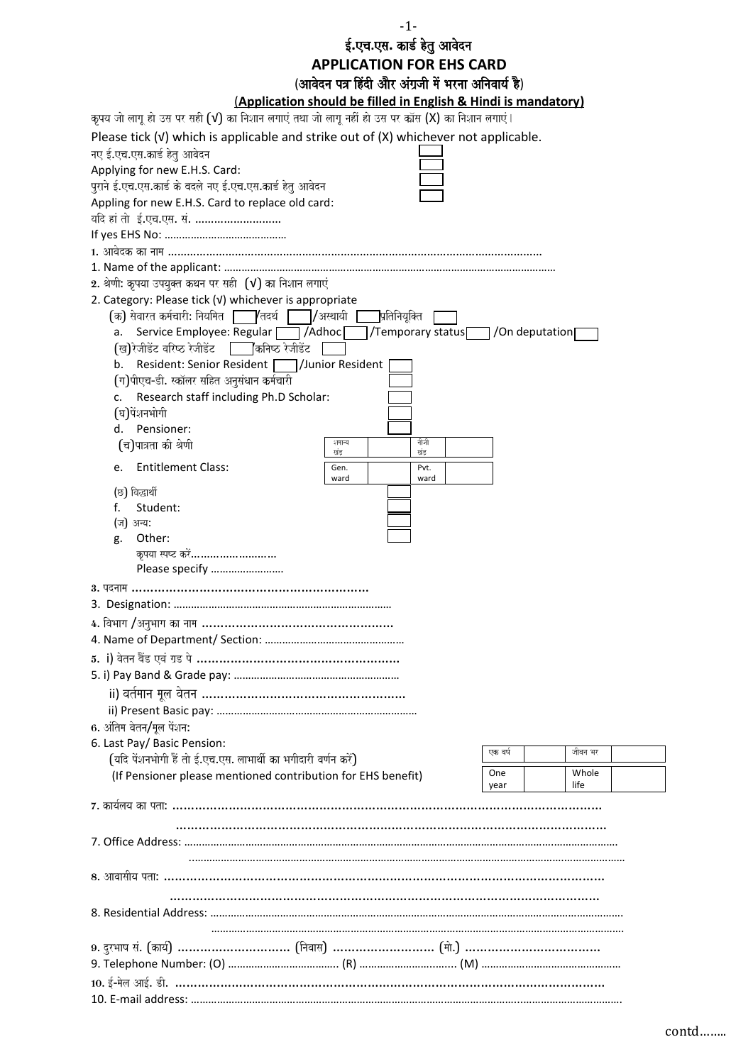# ई.एच.एस. कार्ड हेतु आवेदन

# APPLICATION FOR EHS CARD

## (आवेदन पत्र हिंदी और अंग्रजी में भरना अनिवार्य है)

## (Application should be filled in English & Hindi is mandatory)

कृपय जो लागू हो उस पर सही (√) का निशान लगाएं तथा जो लागू नहीं हो उस पर कॉस (X) का निशान लगाएं।

Please tick (√) which is applicable and strike out of (X) whichever not applicable.

नए ई.एच.एस.कार्ड हेतु आवेदन ☐

Applying for new E.H.S. Card: ☐

पुराने ई.एच.एस.कार्ड के बदले नए ई.एच.एस.कार्ड हेतु आवेदन ☐

Appling for new E.H.S. Card to replace old card: ☐

यदि हां तो ई.एच.एस. सं. ..........................

If yes EHS No: ..........................................

1. आवेदक का नाम ..................................................................................................................

1. Name of the applicant: ..................................................................................................................

2. श्रेणी: कृपया उपयुक्त कथन पर सही (√) का निशान लगाएं

2. Category: Please tick (√) whichever is appropriate

(क) सेवारत कर्मचारी: नियमित ☐ /तदर्थ ☐ /अस्थायी ☐ प्रतिनियुक्ति ☐

a. Service Employee: Regular ☐ /Adhoc ☐ /Temporary status ☐ /On deputation ☐

(ख) रेजीडेंट वरिष्ठ रेजीडेंट ☐ कनिष्ठ रेजीडेंट ☐

b. Resident: Senior Resident ☐ /Junior Resident ☐

(ग) पीएच-डी. स्कॉलर सहित अनुसंधान कर्मचारी ☐

c. Research staff including Ph.D Scholar: ☐

(घ) पेंशनभोगी ☐

d. Pensioner: ☐

(च) पात्रता की श्रेणी

| सामान्य खंड | | नीजी खंड | |
|---|---|---|---|

e. Entitlement Class:

| Gen. ward | | Pvt. ward | |
|---|---|---|---|

(छ) विद्यार्थी ☐

f. Student: ☐

(ज) अन्य: ☐

g. Other: ☐

कृपया स्पष्ट करें...........................

Please specify .........................

3. पदनाम ..............................................................

3. Designation: ..........................................................................

4. विभाग /अनुभाग का नाम ..................................................

4. Name of Department/ Section: ................................................

5. i) वेतन बैंड एवं ग्रड पे ....................................................

5. i) Pay Band & Grade pay: .........................................................

ii) वर्तमान मूल वेतन ......................................................

ii) Present Basic pay: .....................................................................

6. अंतिम वेतन/मूल पेंशन:

6. Last Pay/ Basic Pension:

(यदि पेंशनभोगी हैं तो ई.एच.एस. लाभार्थी का भगीदारी वर्णन करें)

(If Pensioner please mentioned contribution for EHS benefit)

| एक वर्ष | | जीवन भर | |
|---|---|---|---|
| One year | | Whole life | |

7. कार्यलय का पता: ..................................................................................................................

..................................................................................................................

7. Office Address: ..................................................................................................................

..................................................................................................................

8. आवासीय पता: ..................................................................................................................

..................................................................................................................

8. Residential Address: ..................................................................................................................

..................................................................................................................

9. दुरभाष सं. (कार्य) .............................. (निवास) .......................... (मो.) ...................................

9. Telephone Number: (O) ...................................... (R) ................................. (M) ...............................................

10. ई-मेल आई. डी. ..................................................................................................................

10. E-mail address: ..................................................................................................................

contd........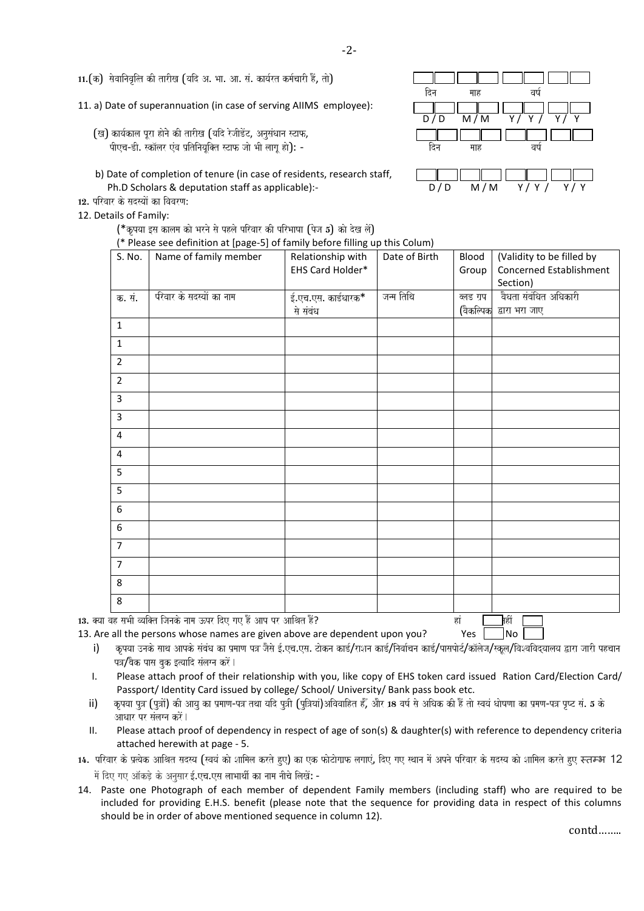11.(क) सेवानिवृत्ति की तारीख (यदि अ. भा. आ. सं. कार्यरत कर्मचारी हैं, तो) &nbsp;&nbsp; दिन &nbsp; माह &nbsp; वर्ष

11. a) Date of superannuation (in case of serving AIIMS employee): &nbsp;&nbsp; D / D &nbsp; M / M &nbsp; Y / Y / Y / Y

(ख) कार्यकाल पूरा होने की तारीख (यदि रेजीडेंट, अनुसंधान स्टाफ, पीएच-डी. स्कॉलर एंव प्रतिनियुक्ति स्टाफ जो भी लागू हो): - &nbsp;&nbsp; दिन &nbsp; माह &nbsp; वर्ष

b) Date of completion of tenure (in case of residents, research staff, Ph.D Scholars & deputation staff as applicable):- &nbsp;&nbsp; D / D &nbsp; M / M &nbsp; Y / Y / Y / Y

12. परिवार के सदस्यों का विवरण:

12. Details of Family:

(*कृपया इस कालम को भरने से पहले परिवार की परिभाषा (पेज 5) को देख लें)

(* Please see definition at [page-5] of family before filling up this Colum)

| S. No. | Name of family member | Relationship with EHS Card Holder* | Date of Birth | Blood Group | (Validity to be filled by Concerned Establishment Section) |
|---|---|---|---|---|---|
| क. सं. | परिवार के सदस्यों का नाम | ई.एच.एस. कार्डधारक* से संबंध | जन्म तिथि | ब्लड ग्रप (वैकल्पिक) | वैधता संबंधित अधिकारी द्वारा भरा जाए |
| 1 | | | | | |
| 1 | | | | | |
| 2 | | | | | |
| 2 | | | | | |
| 3 | | | | | |
| 3 | | | | | |
| 4 | | | | | |
| 4 | | | | | |
| 5 | | | | | |
| 5 | | | | | |
| 6 | | | | | |
| 6 | | | | | |
| 7 | | | | | |
| 7 | | | | | |
| 8 | | | | | |
| 8 | | | | | |

13. क्या वह सभी व्यक्ति जिनके नाम ऊपर दिए गए हैं आप पर आश्रित हैं? &nbsp;&nbsp; हां ☐ नहीं ☐

13. Are all the persons whose names are given above are dependent upon you? &nbsp;&nbsp; Yes ☐ No ☐

i) कृपया उनके साथ आपके संबंध का प्रमाण पत्र जैसे ई.एच.एस. टोकन कार्ड/राशन कार्ड/निर्वाचन कार्ड/पासपोर्ट/कॉलेज/स्कूल/विश्वविद्यालय द्वारा जारी पहचान पत्र/बैंक पास बुक इत्यादि संलग्न करें।

I. Please attach proof of their relationship with you, like copy of EHS token card issued Ration Card/Election Card/ Passport/ Identity Card issued by college/ School/ University/ Bank pass book etc.

ii) कृपया पुत्र (पुत्रों) की आयु का प्रमाण-पत्र तथा यदि पुत्री (पुत्रियां)अविवाहित हैं, और 18 वर्ष से अधिक की हैं तो स्वयं घोषणा का प्रमाण-पत्र पृष्ट सं. 5 के आधार पर संलग्न करें।

II. Please attach proof of dependency in respect of age of son(s) & daughter(s) with reference to dependency criteria attached herewith at page - 5.

14. परिवार के प्रत्येक आश्रित सदस्य (स्वयं को शामिल करते हुए) का एक फोटोग्राफ लगाएं, दिए गए स्थान में अपने परिवार के सदस्य को शामिल करते हुए स्तम्भ 12 में दिए गए आँकड़े के अनुसार ई.एच.एस लाभार्थी का नाम नीचे लिखें: -

14. Paste one Photograph of each member of dependent Family members (including staff) who are required to be included for providing E.H.S. benefit (please note that the sequence for providing data in respect of this columns should be in order of above mentioned sequence in column 12).

contd……..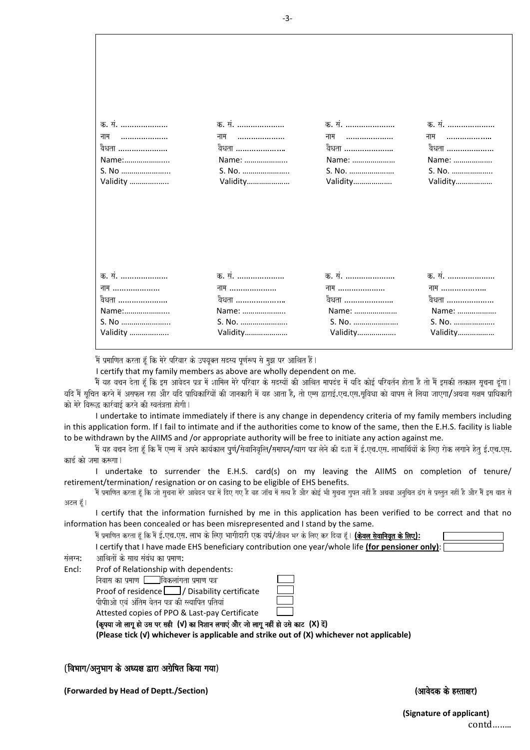| | | | |
|---|---|---|---|
| क. सं. ………………… | क. सं. ………………… | क. सं. ………………… | क. सं. ………………… |
| नाम ………………… | नाम ………………… | नाम ………………… | नाम ………………… |
| वैधता ………………… | वैधता ………………… | वैधता ………………… | वैधता ………………… |
| Name:………………… | Name: ………………… | Name: ………………… | Name: ………………… |
| S. No ………………… | S. No. ………………… | S. No. ………………… | S. No. ………………… |
| Validity ………………… | Validity………………… | Validity………………… | Validity………………… |
| क. सं. ………………… | क. सं. ………………… | क. सं. ………………… | क. सं. ………………… |
| नाम ………………… | नाम ………………… | नाम ………………… | नाम ………………… |
| वैधता ………………… | वैधता ………………… | वैधता ………………… | वैधता ………………… |
| Name:………………… | Name: ………………… | Name: ………………… | Name: ………………… |
| S. No ………………… | S. No. ………………… | S. No. ………………… | S. No. ………………… |
| Validity ………………… | Validity………………… | Validity………………… | Validity………………… |

मैं प्रमाणित करता हूँ कि मेरे परिवार के उपयुक्त सदस्य पूर्णरूप से मुझ पर आश्रित हैं।

I certify that my family members as above are wholly dependent on me.

मैं यह वचन देता हूँ कि इस आवेदन पत्र में शामिल मेरे परिवार के सदस्यों की आश्रित मापदंड में यदि कोई परिवर्तन होता है तो मैं इसकी तत्काल सूचना दूंगा। यदि मैं सूचित करने में असफल रहा और यदि प्राधिकारियों की जानकारी में यह आता है, तो एम्स द्वाराई.एच.एस.सुविधा को वापस ले लिया जाएगा/अथवा सक्षम प्राधिकारी को मेरे विरूद्ध कार्रवाई करने की स्वतंत्रता होगी।

I undertake to intimate immediately if there is any change in dependency criteria of my family members including in this application form. If I fail to intimate and if the authorities come to know of the same, then the E.H.S. facility is liable to be withdrawn by the AIIMS and /or appropriate authority will be free to initiate any action against me.

मैं यह वचन देता हूँ कि मैं एम्स में अपने कार्यकाल पुर्ण/सेवानिवृत्ति/समापन/त्याग पत्र लेने की दशा में ई.एच.एस. लाभार्थियों के लिए रोक लगाने हेतु ई.एच.एस. कार्ड को जमा करूगा।

I undertake to surrender the E.H.S. card(s) on my leaving the AIIMS on completion of tenure/ retirement/termination/ resignation or on casing to be eligible of EHS benefits.

मैं प्रमाणित करता हूँ कि जो सुचना मेरे आवेदन पत्र में दिए गए है वह जाँच में सत्य है और कोई भी सुचना गुपत नहीं है अथवा अनुचित ढंग से प्रस्तुत नहीं है और मैं इस बात से अटल हूँ।

I certify that the information furnished by me in this application has been verified to be correct and that no information has been concealed or has been misrepresented and I stand by the same.

मैं प्रमाणित करता हूँ कि मैं ई.एच.एस. लाभ के लिए भागीदारी एक वर्ष/जीवन भर के लिए कर दिया हूँ। **(केवल सेवानिवृत के लिए):** [ ]

I certify that I have made EHS beneficiary contribution one year/whole life **(for pensioner only)**: [ ]

संलग्न: आश्रितों के साथ संबंध का प्रमाण:

Encl: Prof of Relationship with dependents:

निवास का प्रमाण [ ] विकलांगता प्रमाण पत्र [ ]

Proof of residence [ ] / Disability certificate [ ]

पीपीओ एवं अंतिम वेतन पत्र की स्यापित प्रतियां [ ]

Attested copies of PPO & Last-pay Certificate [ ]

**(कृपया जो लागू हो उस पर सही (V) का निशान लगाएं और जो लागू नहीं हो उसे काट (X) दें)**

**(Please tick (V) whichever is applicable and strike out of (X) whichever not applicable)**

(विभाग/अनुभाग के अध्यक्ष द्वारा अग्रेषित किया गया)

**(Forwarded by Head of Deptt./Section)**

**(आवेदक के हस्ताक्षर)**

**(Signature of applicant)**

contd……..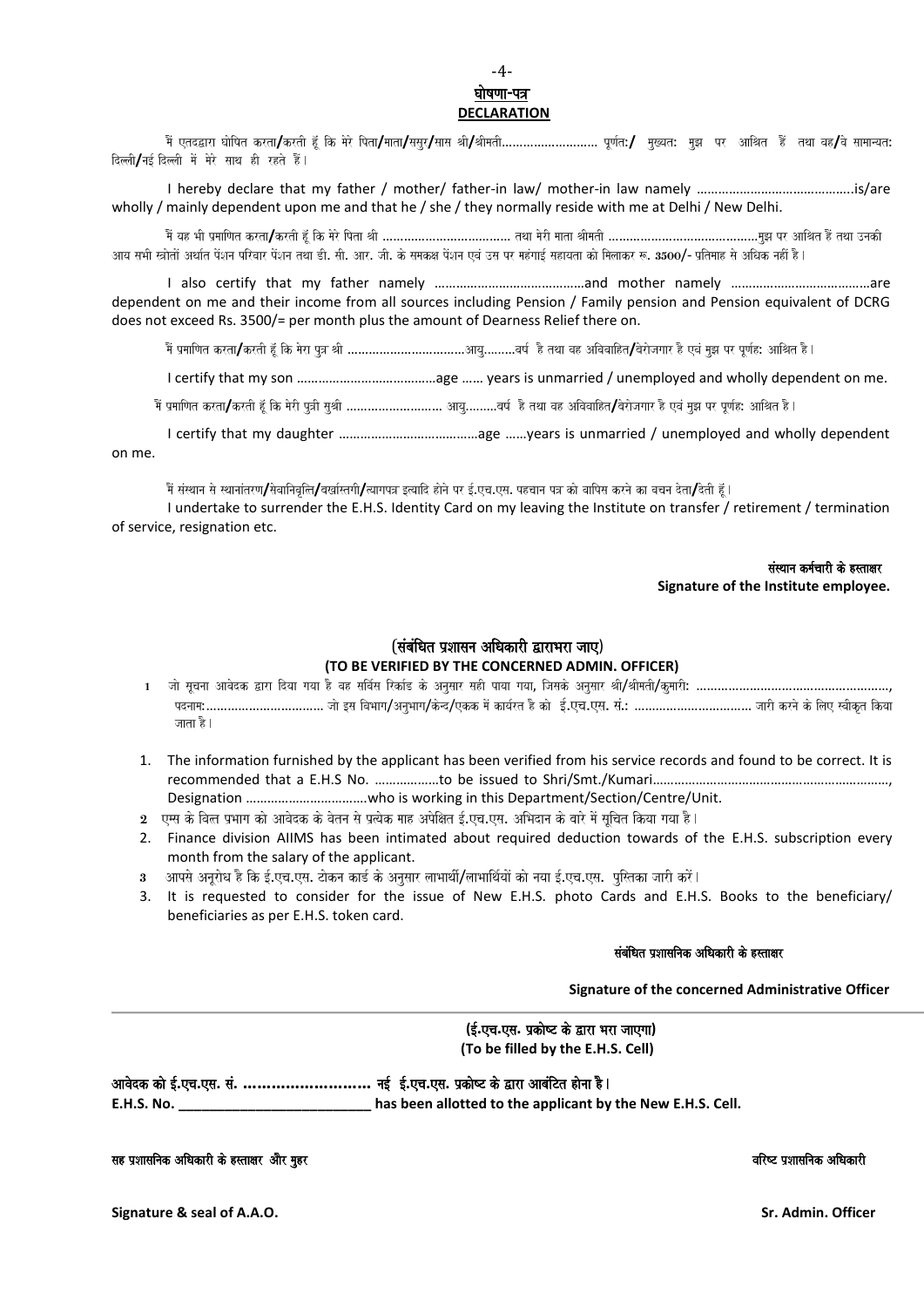## घोषणा-पत्र
## DECLARATION

मैं एतदद्वारा घोषित करता/करती हूँ कि मेरे पिता/माता/ससुर/सास श्री/श्रीमती.......................... पूर्णतः/ मुख्यतः मुझ पर आश्रित हैं तथा वह/वे सामान्यतः दिल्ली/नई दिल्ली में मेरे साथ ही रहते हैं।

I hereby declare that my father / mother/ father-in law/ mother-in law namely …………………………………….is/are wholly / mainly dependent upon me and that he / she / they normally reside with me at Delhi / New Delhi.

मैं यह भी प्रमाणित करता/करती हूँ कि मेरे पिता श्री .................................. तथा मेरी माता श्रीमती ........................................मुझ पर आश्रित हैं तथा उनकी आय सभी स्रोतों अर्थात पेंशन परिवार पेंशन तथा डी. सी. आर. जी. के समकक्ष पेंशन एवं उस पर महंगाई सहायता को मिलाकर रू. 3500/- प्रतिमाह से अधिक नहीं है।

I also certify that my father namely ……………………………………and mother namely …………………………………are dependent on me and their income from all sources including Pension / Family pension and Pension equivalent of DCRG does not exceed Rs. 3500/= per month plus the amount of Dearness Relief there on.

मैं प्रमाणित करता/करती हूँ कि मेरा पुत्र श्री ...............................आयु.........वर्ष है तथा वह अविवाहित/बेरोजगार है एवं मुझ पर पूर्णतः आश्रित है।

I certify that my son …………………………………age …… years is unmarried / unemployed and wholly dependent on me.

मैं प्रमाणित करता/करती हूँ कि मेरी पुत्री सुश्री .......................... आयु.........वर्ष है तथा वह अविवाहित/बेरोजगार है एवं मुझ पर पूर्णतः आश्रित है।

I certify that my daughter …………………………………age ……years is unmarried / unemployed and wholly dependent on me.

मैं संस्थान से स्थानांतरण/सेवानिवृत्ति/बर्खास्तगी/त्यागपत्र इत्यादि होने पर ई.एच.एस. पहचान पत्र को वापिस करने का वचन देता/देती हूं।

I undertake to surrender the E.H.S. Identity Card on my leaving the Institute on transfer / retirement / termination of service, resignation etc.

संस्थान कर्मचारी के हस्ताक्षर
**Signature of the Institute employee.**

### (संबंधित प्रशासन अधिकारी द्वाराभरा जाए)
### (TO BE VERIFIED BY THE CONCERNED ADMIN. OFFICER)

1 जो सूचना आवेदक द्वारा दिया गया है वह सर्विस रिकॉड के अनुसार सही पाया गया, जिसके अनुसार श्री/श्रीमती/कुमारी: ....................................................., पदनाम:................................ जो इस विभाग/अनुभाग/केन्द्र/एकक में कार्यरत है को ई.एच.एस. सं.: ................................ जारी करने के लिए स्वीकृत किया जाता है।

1. The information furnished by the applicant has been verified from his service records and found to be correct. It is recommended that a E.H.S No. ………………to be issued to Shri/Smt./Kumari…………………………………………………………, Designation ……………………………who is working in this Department/Section/Centre/Unit.

2 एम्स के वित्त प्रभाग को आवेदक के वेतन से प्रत्येक माह अपेक्षित ई.एच.एस. अभिदान के बारे में सूचित किया गया है।

2. Finance division AIIMS has been intimated about required deduction towards of the E.H.S. subscription every month from the salary of the applicant.

3 आपसे अनुरोध है कि ई.एच.एस. टोकन कार्ड के अनुसार लाभार्थी/लाभार्थियों को नया ई.एच.एस. पुस्तिका जारी करें।

3. It is requested to consider for the issue of New E.H.S. photo Cards and E.H.S. Books to the beneficiary/ beneficiaries as per E.H.S. token card.

संबंधित प्रशासनिक अधिकारी के हस्ताक्षर

**Signature of the concerned Administrative Officer**

---

### (ई.एच.एस. प्रकोष्ट के द्वारा भरा जाएगा)
### (To be filled by the E.H.S. Cell)

**आवेदक को ई.एच.एस. सं. .......................... नई ई.एच.एस. प्रकोष्ट के द्वारा आबंटित होना है।**
**E.H.S. No. ________________________ has been allotted to the applicant by the New E.H.S. Cell.**

सह प्रशासनिक अधिकारी के हस्ताक्षर और मुहर — वरिष्ट प्रशासनिक अधिकारी

**Signature & seal of A.A.O.** — **Sr. Admin. Officer**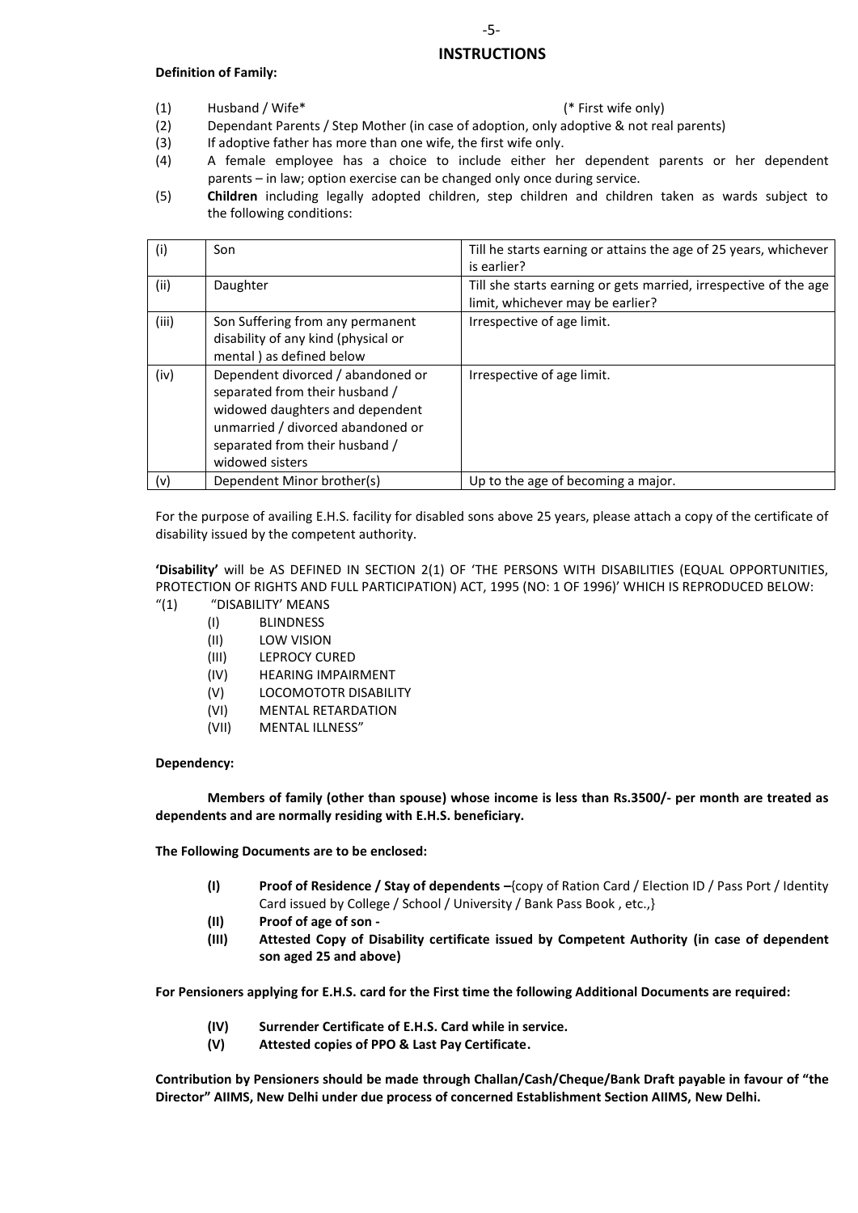## INSTRUCTIONS

**Definition of Family:**

(1) Husband / Wife* (* First wife only)

(2) Dependant Parents / Step Mother (in case of adoption, only adoptive & not real parents)

(3) If adoptive father has more than one wife, the first wife only.

(4) A female employee has a choice to include either her dependent parents or her dependent parents – in law; option exercise can be changed only once during service.

(5) **Children** including legally adopted children, step children and children taken as wards subject to the following conditions:

| | | |
|---|---|---|
| (i) | Son | Till he starts earning or attains the age of 25 years, whichever is earlier? |
| (ii) | Daughter | Till she starts earning or gets married, irrespective of the age limit, whichever may be earlier? |
| (iii) | Son Suffering from any permanent disability of any kind (physical or mental ) as defined below | Irrespective of age limit. |
| (iv) | Dependent divorced / abandoned or separated from their husband / widowed daughters and dependent unmarried / divorced abandoned or separated from their husband / widowed sisters | Irrespective of age limit. |
| (v) | Dependent Minor brother(s) | Up to the age of becoming a major. |

For the purpose of availing E.H.S. facility for disabled sons above 25 years, please attach a copy of the certificate of disability issued by the competent authority.

**'Disability'** will be AS DEFINED IN SECTION 2(1) OF 'THE PERSONS WITH DISABILITIES (EQUAL OPPORTUNITIES, PROTECTION OF RIGHTS AND FULL PARTICIPATION) ACT, 1995 (NO: 1 OF 1996)' WHICH IS REPRODUCED BELOW:

"(1) 'DISABILITY' MEANS

(I) BLINDNESS
(II) LOW VISION
(III) LEPROCY CURED
(IV) HEARING IMPAIRMENT
(V) LOCOMOTOTR DISABILITY
(VI) MENTAL RETARDATION
(VII) MENTAL ILLNESS"

**Dependency:**

**Members of family (other than spouse) whose income is less than Rs.3500/- per month are treated as dependents and are normally residing with E.H.S. beneficiary.**

**The Following Documents are to be enclosed:**

- **(I) Proof of Residence / Stay of dependents –**{copy of Ration Card / Election ID / Pass Port / Identity Card issued by College / School / University / Bank Pass Book , etc.,}
- **(II) Proof of age of son -**
- **(III) Attested Copy of Disability certificate issued by Competent Authority (in case of dependent son aged 25 and above)**

**For Pensioners applying for E.H.S. card for the First time the following Additional Documents are required:**

- **(IV) Surrender Certificate of E.H.S. Card while in service.**
- **(V) Attested copies of PPO & Last Pay Certificate.**

**Contribution by Pensioners should be made through Challan/Cash/Cheque/Bank Draft payable in favour of "the Director" AIIMS, New Delhi under due process of concerned Establishment Section AIIMS, New Delhi.**